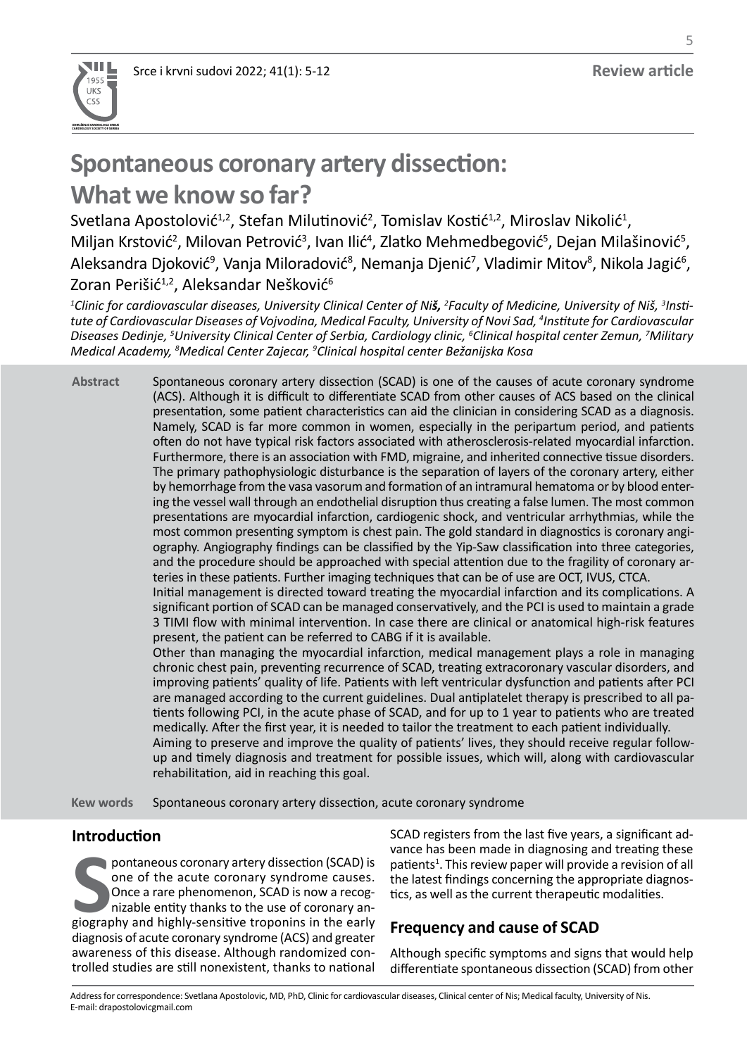Review article

# Spontaneous coronary artery dissection: What we know so far?

Svetlana Apostolović[1,2], Stefan Milutinović[2], Tomislav Kostić[1,2], Miroslav Nikolić[1], Miljan Krstović[2], Milovan Petrović[3], Ivan Ilić[4], Zlatko Mehmedbegović[5], Dejan Milašinović[5], Aleksandra Djoković[9], Vanja Miloradović[8], Nemanja Djenić[7], Vladimir Mitov[8], Nikola Jagić[6], Zoran Perišić[1,2], Aleksandar Nešković[6]

*[1]Clinic for cardiovascular diseases, University Clinical Center of Niš, [2]Faculty of Medicine, University of Niš, [3]Institute of Cardiovascular Diseases of Vojvodina, Medical Faculty, University of Novi Sad, [4]Institute for Cardiovascular Diseases Dedinje, [5]University Clinical Center of Serbia, Cardiology clinic, [6]Clinical hospital center Zemun, [7]Military Medical Academy, [8]Medical Center Zajecar, [9]Clinical hospital center Bežanijska Kosa*

**Abstract** Spontaneous coronary artery dissection (SCAD) is one of the causes of acute coronary syndrome (ACS). Although it is difficult to differentiate SCAD from other causes of ACS based on the clinical presentation, some patient characteristics can aid the clinician in considering SCAD as a diagnosis. Namely, SCAD is far more common in women, especially in the peripartum period, and patients often do not have typical risk factors associated with atherosclerosis-related myocardial infarction. Furthermore, there is an association with FMD, migraine, and inherited connective tissue disorders. The primary pathophysiologic disturbance is the separation of layers of the coronary artery, either by hemorrhage from the vasa vasorum and formation of an intramural hematoma or by blood entering the vessel wall through an endothelial disruption thus creating a false lumen. The most common presentations are myocardial infarction, cardiogenic shock, and ventricular arrhythmias, while the most common presenting symptom is chest pain. The gold standard in diagnostics is coronary angiography. Angiography findings can be classified by the Yip-Saw classification into three categories, and the procedure should be approached with special attention due to the fragility of coronary arteries in these patients. Further imaging techniques that can be of use are OCT, IVUS, CTCA.

Initial management is directed toward treating the myocardial infarction and its complications. A significant portion of SCAD can be managed conservatively, and the PCI is used to maintain a grade 3 TIMI flow with minimal intervention. In case there are clinical or anatomical high-risk features present, the patient can be referred to CABG if it is available.

Other than managing the myocardial infarction, medical management plays a role in managing chronic chest pain, preventing recurrence of SCAD, treating extracoronary vascular disorders, and improving patients' quality of life. Patients with left ventricular dysfunction and patients after PCI are managed according to the current guidelines. Dual antiplatelet therapy is prescribed to all patients following PCI, in the acute phase of SCAD, and for up to 1 year to patients who are treated medically. After the first year, it is needed to tailor the treatment to each patient individually.

Aiming to preserve and improve the quality of patients' lives, they should receive regular follow-up and timely diagnosis and treatment for possible issues, which will, along with cardiovascular rehabilitation, aid in reaching this goal.

**Kew words** Spontaneous coronary artery dissection, acute coronary syndrome

## Introduction

Spontaneous coronary artery dissection (SCAD) is one of the acute coronary syndrome causes. Once a rare phenomenon, SCAD is now a recognizable entity thanks to the use of coronary angiography and highly-sensitive troponins in the early diagnosis of acute coronary syndrome (ACS) and greater awareness of this disease. Although randomized controlled studies are still nonexistent, thanks to national SCAD registers from the last five years, a significant advance has been made in diagnosing and treating these patients[1]. This review paper will provide a revision of all the latest findings concerning the appropriate diagnostics, as well as the current therapeutic modalities.

## Frequency and cause of SCAD

Although specific symptoms and signs that would help differentiate spontaneous dissection (SCAD) from other

Address for correspondence: Svetlana Apostolovic, MD, PhD, Clinic for cardiovascular diseases, Clinical center of Nis; Medical faculty, University of Nis. E-mail: drapostolovicgmail.com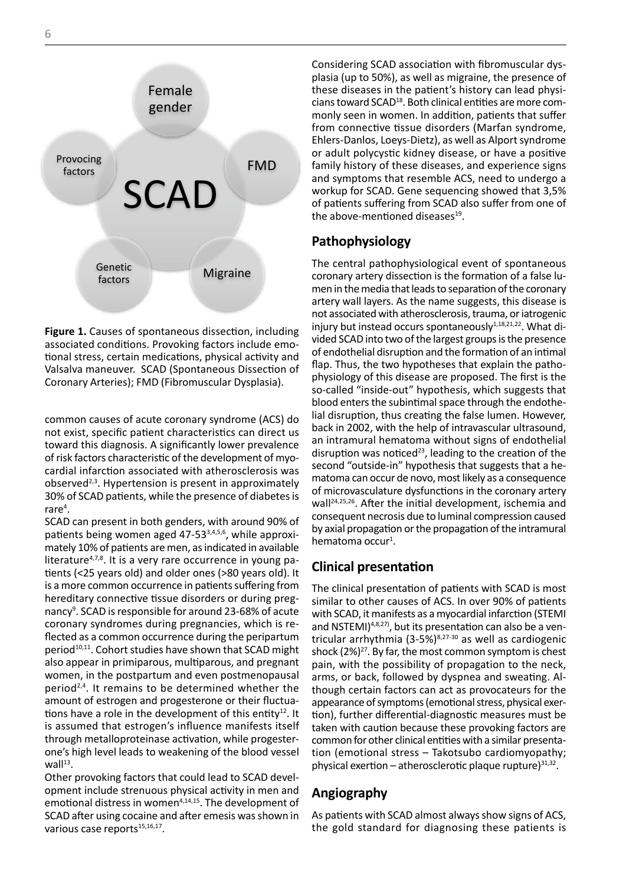Figure 1. Causes of spontaneous dissection, including associated conditions. Provoking factors include emotional stress, certain medications, physical activity and Valsalva maneuver. SCAD (Spontaneous Dissection of Coronary Arteries); FMD (Fibromuscular Dysplasia).

common causes of acute coronary syndrome (ACS) do not exist, specific patient characteristics can direct us toward this diagnosis. A significantly lower prevalence of risk factors characteristic of the development of myocardial infarction associated with atherosclerosis was observed[2,3]. Hypertension is present in approximately 30% of SCAD patients, while the presence of diabetes is rare[4].

SCAD can present in both genders, with around 90% of patients being women aged 47-53[3,4,5,6], while approximately 10% of patients are men, as indicated in available literature[4,7,8]. It is a very rare occurrence in young patients (<25 years old) and older ones (>80 years old). It is a more common occurrence in patients suffering from hereditary connective tissue disorders or during pregnancy[9]. SCAD is responsible for around 23-68% of acute coronary syndromes during pregnancies, which is reflected as a common occurrence during the peripartum period[10,11]. Cohort studies have shown that SCAD might also appear in primiparous, multiparous, and pregnant women, in the postpartum and even postmenopausal period[2,4]. It remains to be determined whether the amount of estrogen and progesterone or their fluctuations have a role in the development of this entity[12]. It is assumed that estrogen's influence manifests itself through metalloproteinase activation, while progesterone's high level leads to weakening of the blood vessel wall[13].

Other provoking factors that could lead to SCAD development include strenuous physical activity in men and emotional distress in women[4,14,15]. The development of SCAD after using cocaine and after emesis was shown in various case reports[15,16,17].

Considering SCAD association with fibromuscular dysplasia (up to 50%), as well as migraine, the presence of these diseases in the patient's history can lead physicians toward SCAD[18]. Both clinical entities are more commonly seen in women. In addition, patients that suffer from connective tissue disorders (Marfan syndrome, Ehlers-Danlos, Loeys-Dietz), as well as Alport syndrome or adult polycystic kidney disease, or have a positive family history of these diseases, and experience signs and symptoms that resemble ACS, need to undergo a workup for SCAD. Gene sequencing showed that 3,5% of patients suffering from SCAD also suffer from one of the above-mentioned diseases[19].

## Pathophysiology

The central pathophysiological event of spontaneous coronary artery dissection is the formation of a false lumen in the media that leads to separation of the coronary artery wall layers. As the name suggests, this disease is not associated with atherosclerosis, trauma, or iatrogenic injury but instead occurs spontaneously[1,18,21,22]. What divided SCAD into two of the largest groups is the presence of endothelial disruption and the formation of an intimal flap. Thus, the two hypotheses that explain the pathophysiology of this disease are proposed. The first is the so-called "inside-out" hypothesis, which suggests that blood enters the subintimal space through the endothelial disruption, thus creating the false lumen. However, back in 2002, with the help of intravascular ultrasound, an intramural hematoma without signs of endothelial disruption was noticed[23], leading to the creation of the second "outside-in" hypothesis that suggests that a hematoma can occur de novo, most likely as a consequence of microvasculature dysfunctions in the coronary artery wall[24,25,26]. After the initial development, ischemia and consequent necrosis due to luminal compression caused by axial propagation or the propagation of the intramural hematoma occur[1].

## Clinical presentation

The clinical presentation of patients with SCAD is most similar to other causes of ACS. In over 90% of patients with SCAD, it manifests as a myocardial infarction (STEMI and NSTEMI)[4,8,27], but its presentation can also be a ventricular arrhythmia (3-5%)[8,27-30] as well as cardiogenic shock (2%)[27]. By far, the most common symptom is chest pain, with the possibility of propagation to the neck, arms, or back, followed by dyspnea and sweating. Although certain factors can act as provocateurs for the appearance of symptoms (emotional stress, physical exertion), further differential-diagnostic measures must be taken with caution because these provoking factors are common for other clinical entities with a similar presentation (emotional stress – Takotsubo cardiomyopathy; physical exertion – atherosclerotic plaque rupture)[31,32].

## Angiography

As patients with SCAD almost always show signs of ACS, the gold standard for diagnosing these patients is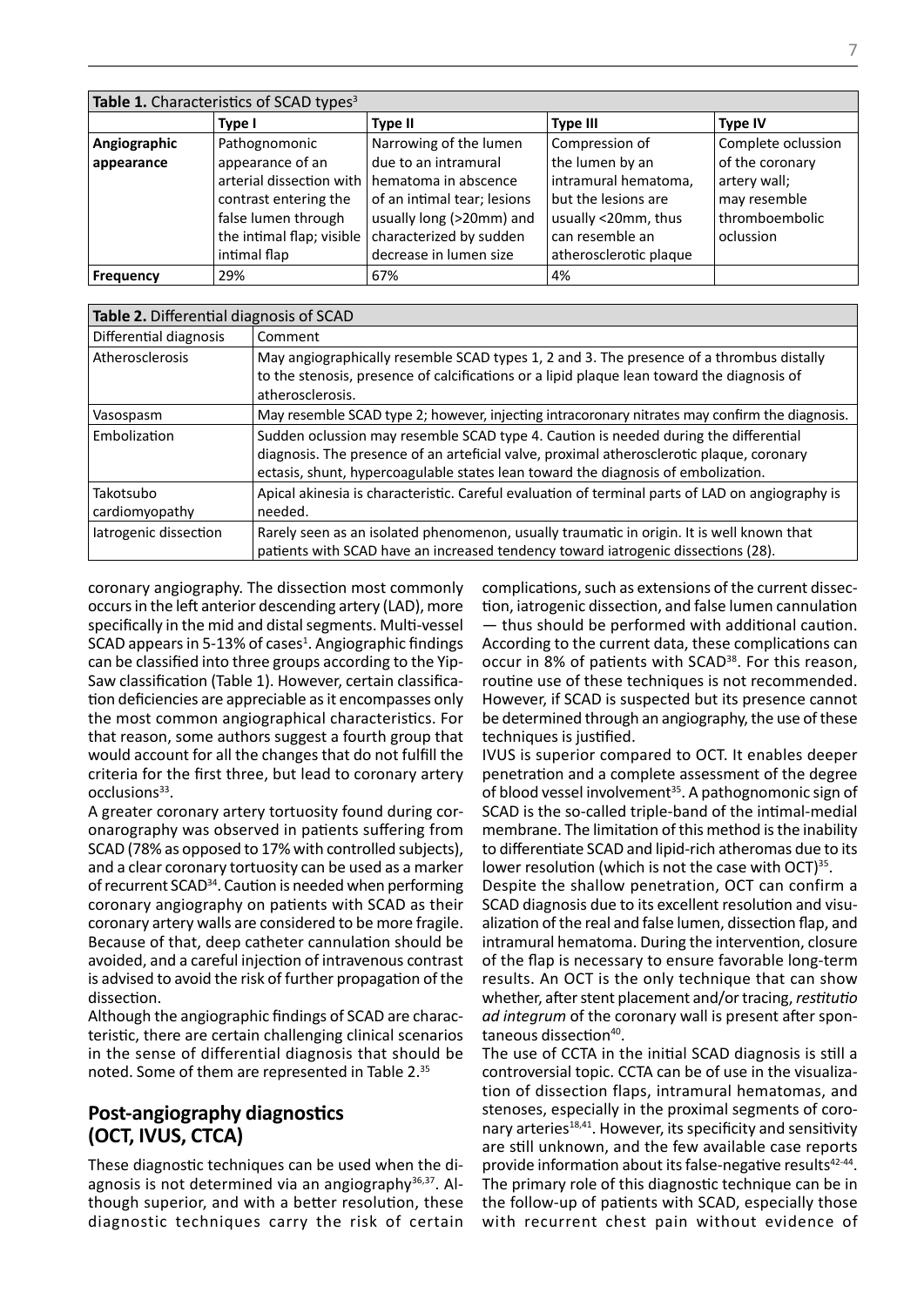| **Table 1.** Characteristics of SCAD types[3] | | | | |
|---|---|---|---|---|
| | **Type I** | **Type II** | **Type III** | **Type IV** |
| **Angiographic appearance** | Pathognomonic appearance of an arterial dissection with contrast entering the false lumen through the intimal flap; visible intimal flap | Narrowing of the lumen due to an intramural hematoma in abscence of an intimal tear; lesions usually long (>20mm) and characterized by sudden decrease in lumen size | Compression of the lumen by an intramural hematoma, but the lesions are usually <20mm, thus can resemble an atherosclerotic plaque | Complete oclussion of the coronary artery wall; may resemble thromboembolic oclussion |
| **Frequency** | 29% | 67% | 4% | |

| **Table 2.** Differential diagnosis of SCAD | |
|---|---|
| Differential diagnosis | Comment |
| Atherosclerosis | May angiographically resemble SCAD types 1, 2 and 3. The presence of a thrombus distally to the stenosis, presence of calcifications or a lipid plaque lean toward the diagnosis of atherosclerosis. |
| Vasospasm | May resemble SCAD type 2; however, injecting intracoronary nitrates may confirm the diagnosis. |
| Embolization | Sudden oclussion may resemble SCAD type 4. Caution is needed during the differential diagnosis. The presence of an arteficial valve, proximal atherosclerotic plaque, coronary ectasis, shunt, hypercoagulable states lean toward the diagnosis of embolization. |
| Takotsubo cardiomyopathy | Apical akinesia is characteristic. Careful evaluation of terminal parts of LAD on angiography is needed. |
| Iatrogenic dissection | Rarely seen as an isolated phenomenon, usually traumatic in origin. It is well known that patients with SCAD have an increased tendency toward iatrogenic dissections (28). |

coronary angiography. The dissection most commonly occurs in the left anterior descending artery (LAD), more specifically in the mid and distal segments. Multi-vessel SCAD appears in 5-13% of cases[1]. Angiographic findings can be classified into three groups according to the Yip-Saw classification (Table 1). However, certain classification deficiencies are appreciable as it encompasses only the most common angiographical characteristics. For that reason, some authors suggest a fourth group that would account for all the changes that do not fulfill the criteria for the first three, but lead to coronary artery occlusions[33].

A greater coronary artery tortuosity found during coronarography was observed in patients suffering from SCAD (78% as opposed to 17% with controlled subjects), and a clear coronary tortuosity can be used as a marker of recurrent SCAD[34]. Caution is needed when performing coronary angiography on patients with SCAD as their coronary artery walls are considered to be more fragile. Because of that, deep catheter cannulation should be avoided, and a careful injection of intravenous contrast is advised to avoid the risk of further propagation of the dissection.

Although the angiographic findings of SCAD are characteristic, there are certain challenging clinical scenarios in the sense of differential diagnosis that should be noted. Some of them are represented in Table 2.[35]

## Post-angiography diagnostics (OCT, IVUS, CTCA)

These diagnostic techniques can be used when the diagnosis is not determined via an angiography[36,37]. Although superior, and with a better resolution, these diagnostic techniques carry the risk of certain complications, such as extensions of the current dissection, iatrogenic dissection, and false lumen cannulation — thus should be performed with additional caution. According to the current data, these complications can occur in 8% of patients with SCAD[38]. For this reason, routine use of these techniques is not recommended. However, if SCAD is suspected but its presence cannot be determined through an angiography, the use of these techniques is justified.

IVUS is superior compared to OCT. It enables deeper penetration and a complete assessment of the degree of blood vessel involvement[35]. A pathognomonic sign of SCAD is the so-called triple-band of the intimal-medial membrane. The limitation of this method is the inability to differentiate SCAD and lipid-rich atheromas due to its lower resolution (which is not the case with OCT)[35].

Despite the shallow penetration, OCT can confirm a SCAD diagnosis due to its excellent resolution and visualization of the real and false lumen, dissection flap, and intramural hematoma. During the intervention, closure of the flap is necessary to ensure favorable long-term results. An OCT is the only technique that can show whether, after stent placement and/or tracing, *restitutio ad integrum* of the coronary wall is present after spontaneous dissection[40].

The use of CCTA in the initial SCAD diagnosis is still a controversial topic. CCTA can be of use in the visualization of dissection flaps, intramural hematomas, and stenoses, especially in the proximal segments of coronary arteries[18,41]. However, its specificity and sensitivity are still unknown, and the few available case reports provide information about its false-negative results[42-44]. The primary role of this diagnostic technique can be in the follow-up of patients with SCAD, especially those with recurrent chest pain without evidence of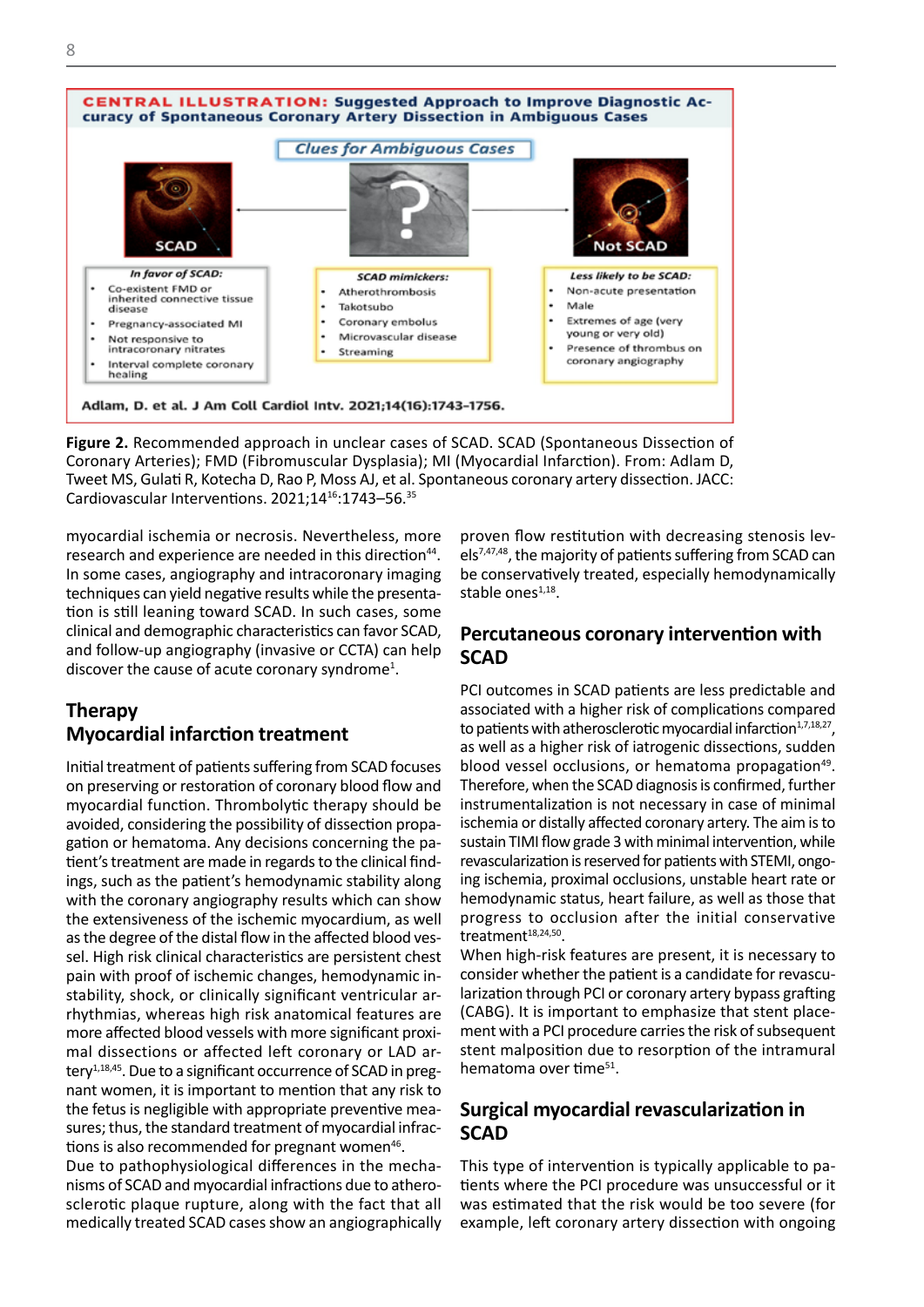**CENTRAL ILLUSTRATION: Suggested Approach to Improve Diagnostic Accuracy of Spontaneous Coronary Artery Dissection in Ambiguous Cases**

Clues for Ambiguous Cases

SCAD — ? — Not SCAD

*In favor of SCAD:*

- Co-existent FMD or inherited connective tissue disease
- Pregnancy-associated MI
- Not responsive to intracoronary nitrates
- Interval complete coronary healing

*SCAD mimickers:*

- Atherothrombosis
- Takotsubo
- Coronary embolus
- Microvascular disease
- Streaming

*Less likely to be SCAD:*

- Non-acute presentation
- Male
- Extremes of age (very young or very old)
- Presence of thrombus on coronary angiography

Adlam, D. et al. J Am Coll Cardiol Intv. 2021;14(16):1743–1756.

**Figure 2.** Recommended approach in unclear cases of SCAD. SCAD (Spontaneous Dissection of Coronary Arteries); FMD (Fibromuscular Dysplasia); MI (Myocardial Infarction). From: Adlam D, Tweet MS, Gulati R, Kotecha D, Rao P, Moss AJ, et al. Spontaneous coronary artery dissection. JACC: Cardiovascular Interventions. 2021;14[16]:1743–56.[35]

myocardial ischemia or necrosis. Nevertheless, more research and experience are needed in this direction[44]. In some cases, angiography and intracoronary imaging techniques can yield negative results while the presentation is still leaning toward SCAD. In such cases, some clinical and demographic characteristics can favor SCAD, and follow-up angiography (invasive or CCTA) can help discover the cause of acute coronary syndrome[1].

## Therapy

### Myocardial infarction treatment

Initial treatment of patients suffering from SCAD focuses on preserving or restoration of coronary blood flow and myocardial function. Thrombolytic therapy should be avoided, considering the possibility of dissection propagation or hematoma. Any decisions concerning the patient's treatment are made in regards to the clinical findings, such as the patient's hemodynamic stability along with the coronary angiography results which can show the extensiveness of the ischemic myocardium, as well as the degree of the distal flow in the affected blood vessel. High risk clinical characteristics are persistent chest pain with proof of ischemic changes, hemodynamic instability, shock, or clinically significant ventricular arrhythmias, whereas high risk anatomical features are more affected blood vessels with more significant proximal dissections or affected left coronary or LAD artery[1,18,45]. Due to a significant occurrence of SCAD in pregnant women, it is important to mention that any risk to the fetus is negligible with appropriate preventive measures; thus, the standard treatment of myocardial infractions is also recommended for pregnant women[46].

Due to pathophysiological differences in the mechanisms of SCAD and myocardial infractions due to atherosclerotic plaque rupture, along with the fact that all medically treated SCAD cases show an angiographically proven flow restitution with decreasing stenosis levels[7,47,48], the majority of patients suffering from SCAD can be conservatively treated, especially hemodynamically stable ones[1,18].

### Percutaneous coronary intervention with SCAD

PCI outcomes in SCAD patients are less predictable and associated with a higher risk of complications compared to patients with atherosclerotic myocardial infarction[1,7,18,27], as well as a higher risk of iatrogenic dissections, sudden blood vessel occlusions, or hematoma propagation[49]. Therefore, when the SCAD diagnosis is confirmed, further instrumentalization is not necessary in case of minimal ischemia or distally affected coronary artery. The aim is to sustain TIMI flow grade 3 with minimal intervention, while revascularization is reserved for patients with STEMI, ongoing ischemia, proximal occlusions, unstable heart rate or hemodynamic status, heart failure, as well as those that progress to occlusion after the initial conservative treatment[18,24,50].

When high-risk features are present, it is necessary to consider whether the patient is a candidate for revascularization through PCI or coronary artery bypass grafting (CABG). It is important to emphasize that stent placement with a PCI procedure carries the risk of subsequent stent malposition due to resorption of the intramural hematoma over time[51].

### Surgical myocardial revascularization in SCAD

This type of intervention is typically applicable to patients where the PCI procedure was unsuccessful or it was estimated that the risk would be too severe (for example, left coronary artery dissection with ongoing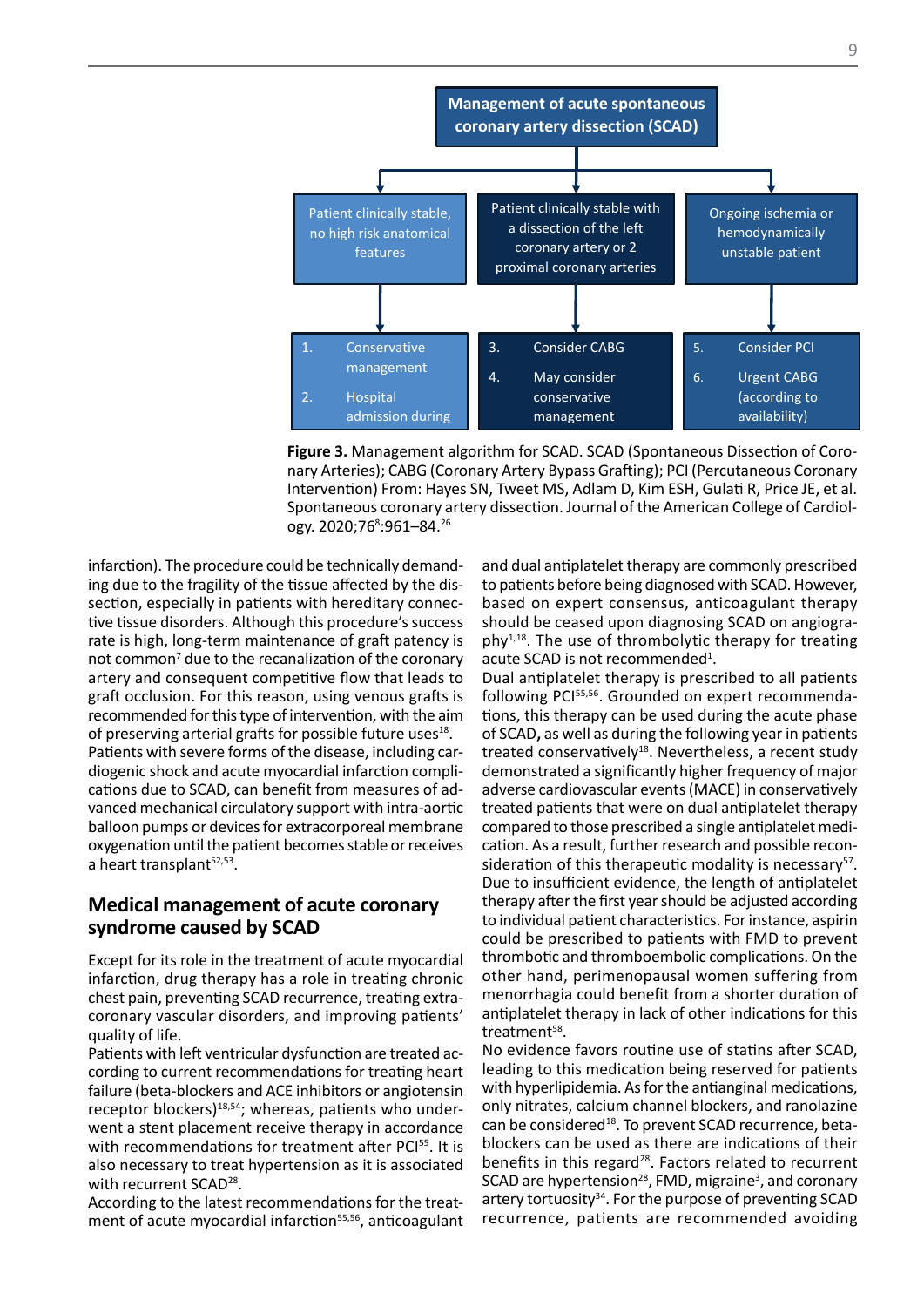**Management of acute spontaneous coronary artery dissection (SCAD)**

| Patient clinically stable, no high risk anatomical features | Patient clinically stable with a dissection of the left coronary artery or 2 proximal coronary arteries | Ongoing ischemia or hemodynamically unstable patient |
|---|---|---|
| 1. Conservative management<br>2. Hospital admission during | 3. Consider CABG<br>4. May consider conservative management | 5. Consider PCI<br>6. Urgent CABG (according to availability) |

**Figure 3.** Management algorithm for SCAD. SCAD (Spontaneous Dissection of Coronary Arteries); CABG (Coronary Artery Bypass Grafting); PCI (Percutaneous Coronary Intervention) From: Hayes SN, Tweet MS, Adlam D, Kim ESH, Gulati R, Price JE, et al. Spontaneous coronary artery dissection. Journal of the American College of Cardiology. 2020;76[8]:961–84.[26]

infarction). The procedure could be technically demanding due to the fragility of the tissue affected by the dissection, especially in patients with hereditary connective tissue disorders. Although this procedure's success rate is high, long-term maintenance of graft patency is not common[7] due to the recanalization of the coronary artery and consequent competitive flow that leads to graft occlusion. For this reason, using venous grafts is recommended for this type of intervention, with the aim of preserving arterial grafts for possible future uses[18].
Patients with severe forms of the disease, including cardiogenic shock and acute myocardial infarction complications due to SCAD, can benefit from measures of advanced mechanical circulatory support with intra-aortic balloon pumps or devices for extracorporeal membrane oxygenation until the patient becomes stable or receives a heart transplant[52,53].

## Medical management of acute coronary syndrome caused by SCAD

Except for its role in the treatment of acute myocardial infarction, drug therapy has a role in treating chronic chest pain, preventing SCAD recurrence, treating extracoronary vascular disorders, and improving patients' quality of life.
Patients with left ventricular dysfunction are treated according to current recommendations for treating heart failure (beta-blockers and ACE inhibitors or angiotensin receptor blockers)[18,54]; whereas, patients who underwent a stent placement receive therapy in accordance with recommendations for treatment after PCI[55]. It is also necessary to treat hypertension as it is associated with recurrent SCAD[28].
According to the latest recommendations for the treatment of acute myocardial infarction[55,56], anticoagulant and dual antiplatelet therapy are commonly prescribed to patients before being diagnosed with SCAD. However, based on expert consensus, anticoagulant therapy should be ceased upon diagnosing SCAD on angiography[1,18]. The use of thrombolytic therapy for treating acute SCAD is not recommended[1].
Dual antiplatelet therapy is prescribed to all patients following PCI[55,56]. Grounded on expert recommendations, this therapy can be used during the acute phase of SCAD**,** as well as during the following year in patients treated conservatively[18]. Nevertheless, a recent study demonstrated a significantly higher frequency of major adverse cardiovascular events (MACE) in conservatively treated patients that were on dual antiplatelet therapy compared to those prescribed a single antiplatelet medication. As a result, further research and possible reconsideration of this therapeutic modality is necessary[57].
Due to insufficient evidence, the length of antiplatelet therapy after the first year should be adjusted according to individual patient characteristics. For instance, aspirin could be prescribed to patients with FMD to prevent thrombotic and thromboembolic complications. On the other hand, perimenopausal women suffering from menorrhagia could benefit from a shorter duration of antiplatelet therapy in lack of other indications for this treatment[58].
No evidence favors routine use of statins after SCAD, leading to this medication being reserved for patients with hyperlipidemia. As for the antianginal medications, only nitrates, calcium channel blockers, and ranolazine can be considered[18]. To prevent SCAD recurrence, beta-blockers can be used as there are indications of their benefits in this regard[28]. Factors related to recurrent SCAD are hypertension[28], FMD, migraine[3], and coronary artery tortuosity[34]. For the purpose of preventing SCAD recurrence, patients are recommended avoiding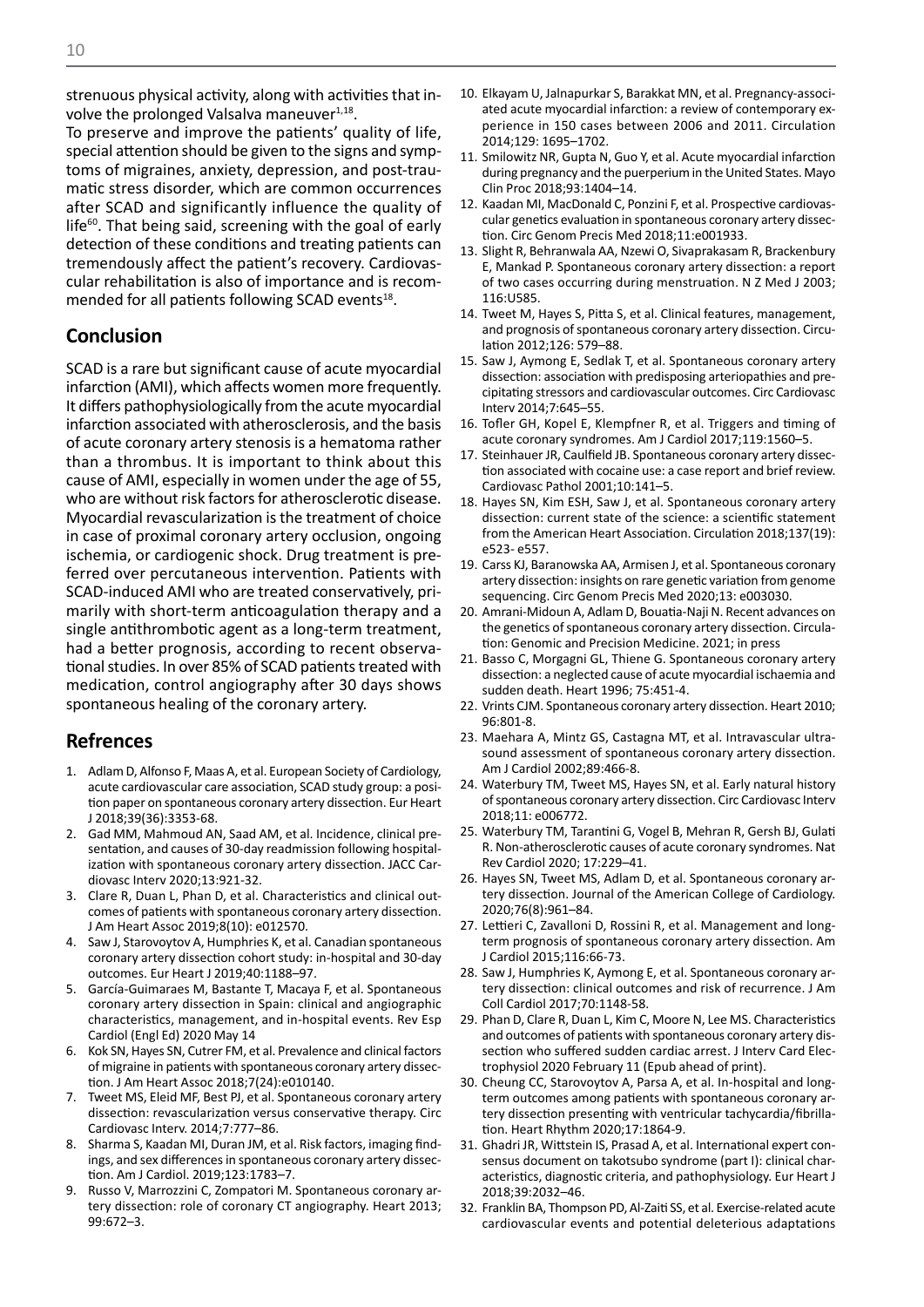strenuous physical activity, along with activities that involve the prolonged Valsalva maneuver[1,18].

To preserve and improve the patients' quality of life, special attention should be given to the signs and symptoms of migraines, anxiety, depression, and post-traumatic stress disorder, which are common occurrences after SCAD and significantly influence the quality of life[60]. That being said, screening with the goal of early detection of these conditions and treating patients can tremendously affect the patient's recovery. Cardiovascular rehabilitation is also of importance and is recommended for all patients following SCAD events[18].

## Conclusion

SCAD is a rare but significant cause of acute myocardial infarction (AMI), which affects women more frequently. It differs pathophysiologically from the acute myocardial infarction associated with atherosclerosis, and the basis of acute coronary artery stenosis is a hematoma rather than a thrombus. It is important to think about this cause of AMI, especially in women under the age of 55, who are without risk factors for atherosclerotic disease. Myocardial revascularization is the treatment of choice in case of proximal coronary artery occlusion, ongoing ischemia, or cardiogenic shock. Drug treatment is preferred over percutaneous intervention. Patients with SCAD-induced AMI who are treated conservatively, primarily with short-term anticoagulation therapy and a single antithrombotic agent as a long-term treatment, had a better prognosis, according to recent observational studies. In over 85% of SCAD patients treated with medication, control angiography after 30 days shows spontaneous healing of the coronary artery.

## Refrences

1. Adlam D, Alfonso F, Maas A, et al. European Society of Cardiology, acute cardiovascular care association, SCAD study group: a position paper on spontaneous coronary artery dissection. Eur Heart J 2018;39(36):3353-68.
2. Gad MM, Mahmoud AN, Saad AM, et al. Incidence, clinical presentation, and causes of 30-day readmission following hospitalization with spontaneous coronary artery dissection. JACC Cardiovasc Interv 2020;13:921-32.
3. Clare R, Duan L, Phan D, et al. Characteristics and clinical outcomes of patients with spontaneous coronary artery dissection. J Am Heart Assoc 2019;8(10): e012570.
4. Saw J, Starovoytov A, Humphries K, et al. Canadian spontaneous coronary artery dissection cohort study: in-hospital and 30-day outcomes. Eur Heart J 2019;40:1188–97.
5. García-Guimaraes M, Bastante T, Macaya F, et al. Spontaneous coronary artery dissection in Spain: clinical and angiographic characteristics, management, and in-hospital events. Rev Esp Cardiol (Engl Ed) 2020 May 14
6. Kok SN, Hayes SN, Cutrer FM, et al. Prevalence and clinical factors of migraine in patients with spontaneous coronary artery dissection. J Am Heart Assoc 2018;7(24):e010140.
7. Tweet MS, Eleid MF, Best PJ, et al. Spontaneous coronary artery dissection: revascularization versus conservative therapy. Circ Cardiovasc Interv. 2014;7:777–86.
8. Sharma S, Kaadan MI, Duran JM, et al. Risk factors, imaging findings, and sex differences in spontaneous coronary artery dissection. Am J Cardiol. 2019;123:1783–7.
9. Russo V, Marrozzini C, Zompatori M. Spontaneous coronary artery dissection: role of coronary CT angiography. Heart 2013; 99:672–3.
10. Elkayam U, Jalnapurkar S, Barakkat MN, et al. Pregnancy-associated acute myocardial infarction: a review of contemporary experience in 150 cases between 2006 and 2011. Circulation 2014;129: 1695–1702.
11. Smilowitz NR, Gupta N, Guo Y, et al. Acute myocardial infarction during pregnancy and the puerperium in the United States. Mayo Clin Proc 2018;93:1404–14.
12. Kaadan MI, MacDonald C, Ponzini F, et al. Prospective cardiovascular genetics evaluation in spontaneous coronary artery dissection. Circ Genom Precis Med 2018;11:e001933.
13. Slight R, Behranwala AA, Nzewi O, Sivaprakasam R, Brackenbury E, Mankad P. Spontaneous coronary artery dissection: a report of two cases occurring during menstruation. N Z Med J 2003; 116:U585.
14. Tweet M, Hayes S, Pitta S, et al. Clinical features, management, and prognosis of spontaneous coronary artery dissection. Circulation 2012;126: 579–88.
15. Saw J, Aymong E, Sedlak T, et al. Spontaneous coronary artery dissection: association with predisposing arteriopathies and precipitating stressors and cardiovascular outcomes. Circ Cardiovasc Interv 2014;7:645–55.
16. Tofler GH, Kopel E, Klempfner R, et al. Triggers and timing of acute coronary syndromes. Am J Cardiol 2017;119:1560–5.
17. Steinhauer JR, Caulfield JB. Spontaneous coronary artery dissection associated with cocaine use: a case report and brief review. Cardiovasc Pathol 2001;10:141–5.
18. Hayes SN, Kim ESH, Saw J, et al. Spontaneous coronary artery dissection: current state of the science: a scientific statement from the American Heart Association. Circulation 2018;137(19): e523- e557.
19. Carss KJ, Baranowska AA, Armisen J, et al. Spontaneous coronary artery dissection: insights on rare genetic variation from genome sequencing. Circ Genom Precis Med 2020;13: e003030.
20. Amrani-Midoun A, Adlam D, Bouatia-Naji N. Recent advances on the genetics of spontaneous coronary artery dissection. Circulation: Genomic and Precision Medicine. 2021; in press
21. Basso C, Morgagni GL, Thiene G. Spontaneous coronary artery dissection: a neglected cause of acute myocardial ischaemia and sudden death. Heart 1996; 75:451-4.
22. Vrints CJM. Spontaneous coronary artery dissection. Heart 2010; 96:801-8.
23. Maehara A, Mintz GS, Castagna MT, et al. Intravascular ultrasound assessment of spontaneous coronary artery dissection. Am J Cardiol 2002;89:466-8.
24. Waterbury TM, Tweet MS, Hayes SN, et al. Early natural history of spontaneous coronary artery dissection. Circ Cardiovasc Interv 2018;11: e006772.
25. Waterbury TM, Tarantini G, Vogel B, Mehran R, Gersh BJ, Gulati R. Non-atherosclerotic causes of acute coronary syndromes. Nat Rev Cardiol 2020; 17:229–41.
26. Hayes SN, Tweet MS, Adlam D, et al. Spontaneous coronary artery dissection. Journal of the American College of Cardiology. 2020;76(8):961–84.
27. Lettieri C, Zavalloni D, Rossini R, et al. Management and long-term prognosis of spontaneous coronary artery dissection. Am J Cardiol 2015;116:66-73.
28. Saw J, Humphries K, Aymong E, et al. Spontaneous coronary artery dissection: clinical outcomes and risk of recurrence. J Am Coll Cardiol 2017;70:1148-58.
29. Phan D, Clare R, Duan L, Kim C, Moore N, Lee MS. Characteristics and outcomes of patients with spontaneous coronary artery dissection who suffered sudden cardiac arrest. J Interv Card Electrophysiol 2020 February 11 (Epub ahead of print).
30. Cheung CC, Starovoytov A, Parsa A, et al. In-hospital and long-term outcomes among patients with spontaneous coronary artery dissection presenting with ventricular tachycardia/fibrillation. Heart Rhythm 2020;17:1864-9.
31. Ghadri JR, Wittstein IS, Prasad A, et al. International expert consensus document on takotsubo syndrome (part I): clinical characteristics, diagnostic criteria, and pathophysiology. Eur Heart J 2018;39:2032–46.
32. Franklin BA, Thompson PD, Al-Zaiti SS, et al. Exercise-related acute cardiovascular events and potential deleterious adaptations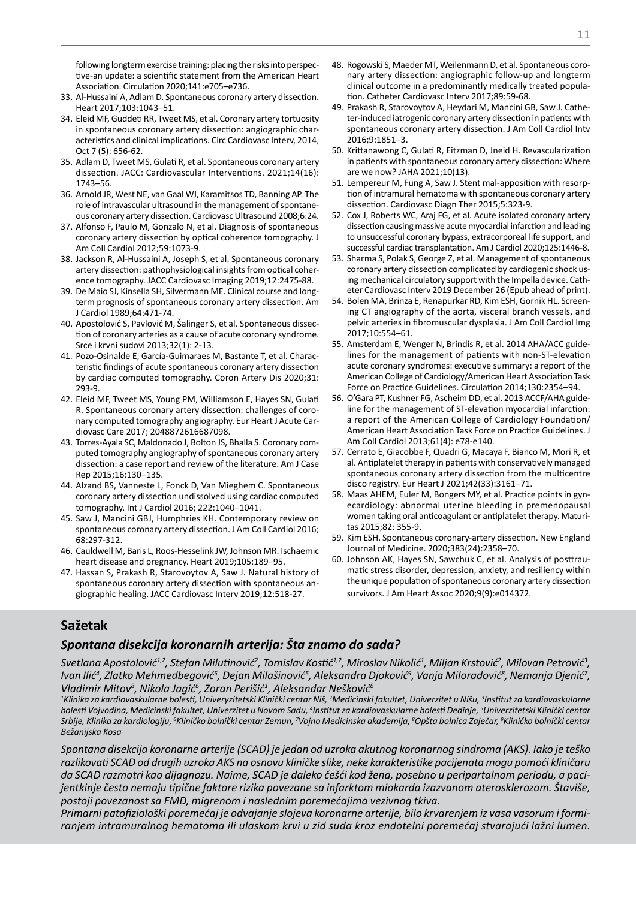following longterm exercise training: placing the risks into perspective-an update: a scientific statement from the American Heart Association. Circulation 2020;141:e705–e736.

33. Al-Hussaini A, Adlam D. Spontaneous coronary artery dissection. Heart 2017;103:1043–51.
34. Eleid MF, Guddeti RR, Tweet MS, et al. Coronary artery tortuosity in spontaneous coronary artery dissection: angiographic characteristics and clinical implications. Circ Cardiovasc Interv, 2014, Oct 7 (5): 656-62.
35. Adlam D, Tweet MS, Gulati R, et al. Spontaneous coronary artery dissection. JACC: Cardiovascular Interventions. 2021;14(16): 1743–56.
36. Arnold JR, West NE, van Gaal WJ, Karamitsos TD, Banning AP. The role of intravascular ultrasound in the management of spontaneous coronary artery dissection. Cardiovasc Ultrasound 2008;6:24.
37. Alfonso F, Paulo M, Gonzalo N, et al. Diagnosis of spontaneous coronary artery dissection by optical coherence tomography. J Am Coll Cardiol 2012;59:1073-9.
38. Jackson R, Al-Hussaini A, Joseph S, et al. Spontaneous coronary artery dissection: pathophysiological insights from optical coherence tomography. JACC Cardiovasc Imaging 2019;12:2475-88.
39. De Maio SJ, Kinsella SH, Silvermann ME. Clinical course and longterm prognosis of spontaneous coronary artery dissection. Am J Cardiol 1989;64:471-74.
40. Apostolović S, Pavlović M, Šalinger S, et al. Spontaneous dissection of coronary arteries as a cause of acute coronary syndrome. Srce i krvni sudovi 2013;32(1): 2-13.
41. Pozo-Osinalde E, García-Guimaraes M, Bastante T, et al. Characteristic findings of acute spontaneous coronary artery dissection by cardiac computed tomography. Coron Artery Dis 2020;31: 293-9.
42. Eleid MF, Tweet MS, Young PM, Williamson E, Hayes SN, Gulati R. Spontaneous coronary artery dissection: challenges of coronary computed tomography angiography. Eur Heart J Acute Cardiovasc Care 2017; 2048872616687098.
43. Torres-Ayala SC, Maldonado J, Bolton JS, Bhalla S. Coronary computed tomography angiography of spontaneous coronary artery dissection: a case report and review of the literature. Am J Case Rep 2015;16:130–135.
44. Alzand BS, Vanneste L, Fonck D, Van Mieghem C. Spontaneous coronary artery dissection undissolved using cardiac computed tomography. Int J Cardiol 2016; 222:1040–1041.
45. Saw J, Mancini GBJ, Humphries KH. Contemporary review on spontaneous coronary artery dissection. J Am Coll Cardiol 2016; 68:297-312.
46. Cauldwell M, Baris L, Roos-Hesselink JW, Johnson MR. Ischaemic heart disease and pregnancy. Heart 2019;105:189–95.
47. Hassan S, Prakash R, Starovoytov A, Saw J. Natural history of spontaneous coronary artery dissection with spontaneous angiographic healing. JACC Cardiovasc Interv 2019;12:518-27.
48. Rogowski S, Maeder MT, Weilenmann D, et al. Spontaneous coronary artery dissection: angiographic follow-up and longterm clinical outcome in a predominantly medically treated population. Catheter Cardiovasc Interv 2017;89:59-68.
49. Prakash R, Starovoytov A, Heydari M, Mancini GB, Saw J. Catheter-induced iatrogenic coronary artery dissection in patients with spontaneous coronary artery dissection. J Am Coll Cardiol Intv 2016;9:1851–3.
50. Krittanawong C, Gulati R, Eitzman D, Jneid H. Revascularization in patients with spontaneous coronary artery dissection: Where are we now? JAHA 2021;10(13).
51. Lempereur M, Fung A, Saw J. Stent mal-apposition with resorption of intramural hematoma with spontaneous coronary artery dissection. Cardiovasc Diagn Ther 2015;5:323-9.
52. Cox J, Roberts WC, Araj FG, et al. Acute isolated coronary artery dissection causing massive acute myocardial infarction and leading to unsuccessful coronary bypass, extracorporeal life support, and successful cardiac transplantation. Am J Cardiol 2020;125:1446-8.
53. Sharma S, Polak S, George Z, et al. Management of spontaneous coronary artery dissection complicated by cardiogenic shock using mechanical circulatory support with the Impella device. Catheter Cardiovasc Interv 2019 December 26 (Epub ahead of print).
54. Bolen MA, Brinza E, Renapurkar RD, Kim ESH, Gornik HL. Screening CT angiography of the aorta, visceral branch vessels, and pelvic arteries in fibromuscular dysplasia. J Am Coll Cardiol Img 2017;10:554–61.
55. Amsterdam E, Wenger N, Brindis R, et al. 2014 AHA/ACC guidelines for the management of patients with non-ST-elevation acute coronary syndromes: executive summary: a report of the American College of Cardiology/American Heart Association Task Force on Practice Guidelines. Circulation 2014;130:2354–94.
56. O'Gara PT, Kushner FG, Ascheim DD, et al. 2013 ACCF/AHA guideline for the management of ST-elevation myocardial infarction: a report of the American College of Cardiology Foundation/ American Heart Association Task Force on Practice Guidelines. J Am Coll Cardiol 2013;61(4): e78-e140.
57. Cerrato E, Giacobbe F, Quadri G, Macaya F, Bianco M, Mori R, et al. Antiplatelet therapy in patients with conservatively managed spontaneous coronary artery dissection from the multicentre disco registry. Eur Heart J 2021;42(33):3161–71.
58. Maas AHEM, Euler M, Bongers MY, et al. Practice points in gynecardiology: abnormal uterine bleeding in premenopausal women taking oral anticoagulant or antiplatelet therapy. Maturitas 2015;82: 355-9.
59. Kim ESH. Spontaneous coronary-artery dissection. New England Journal of Medicine. 2020;383(24):2358–70.
60. Johnson AK, Hayes SN, Sawchuk C, et al. Analysis of posttraumatic stress disorder, depression, anxiety, and resiliency within the unique population of spontaneous coronary artery dissection survivors. J Am Heart Assoc 2020;9(9):e014372.

## Sažetak

### *Spontana disekcija koronarnih arterija: Šta znamo do sada?*

*Svetlana Apostolović[1,2], Stefan Milutinović[2], Tomislav Kostić[1,2], Miroslav Nikolić[1], Miljan Krstović[2], Milovan Petrović[3], Ivan Ilić[4], Zlatko Mehmedbegović[5], Dejan Milašinović[5], Aleksandra Djoković[9], Vanja Miloradović[8], Nemanja Djenić[7], Vladimir Mitov[8], Nikola Jagić[6], Zoran Perišić[1], Aleksandar Nešković[6]*

*[1]Klinika za kardiovaskularne bolesti, Univeryzitetski Klinički centar Niš, [2]Medicinski fakultet, Univerzitet u Nišu, [3]Institut za kardiovaskularne bolesti Vojvodina, Medicinski fakultet, Univerzitet u Novom Sadu, [4]Institut za kardiovaskularne bolesti Dedinje, [5]Univerzitetski Klinički centar Srbije, Klinika za kardiologiju, [6]Kliničko bolnički centar Zemun, [7]Vojno Medicinska akademija, [8]Opšta bolnica Zaječar, [9]Kliničko bolnički centar Bežanijska Kosa*

*Spontana disekcija koronarne arterije (SCAD) je jedan od uzroka akutnog koronarnog sindroma (AKS). Iako je teško razlikovati SCAD od drugih uzroka AKS na osnovu kliničke slike, neke karakteristike pacijenata mogu pomoći kliničaru da SCAD razmotri kao dijagnozu. Naime, SCAD je daleko češći kod žena, posebno u peripartalnom periodu, a pacijentkinje često nemaju tipične faktore rizika povezane sa infarktom miokarda izazvanom aterosklerozom. Štaviše, postoji povezanost sa FMD, migrenom i naslednim poremećajima vezivnog tkiva.*

*Primarni patofiziološki poremećaj je odvajanje slojeva koronarne arterije, bilo krvarenjem iz vasa vasorum i formiranjem intramuralnog hematoma ili ulaskom krvi u zid suda kroz endotelni poremećaj stvarajući lažni lumen.*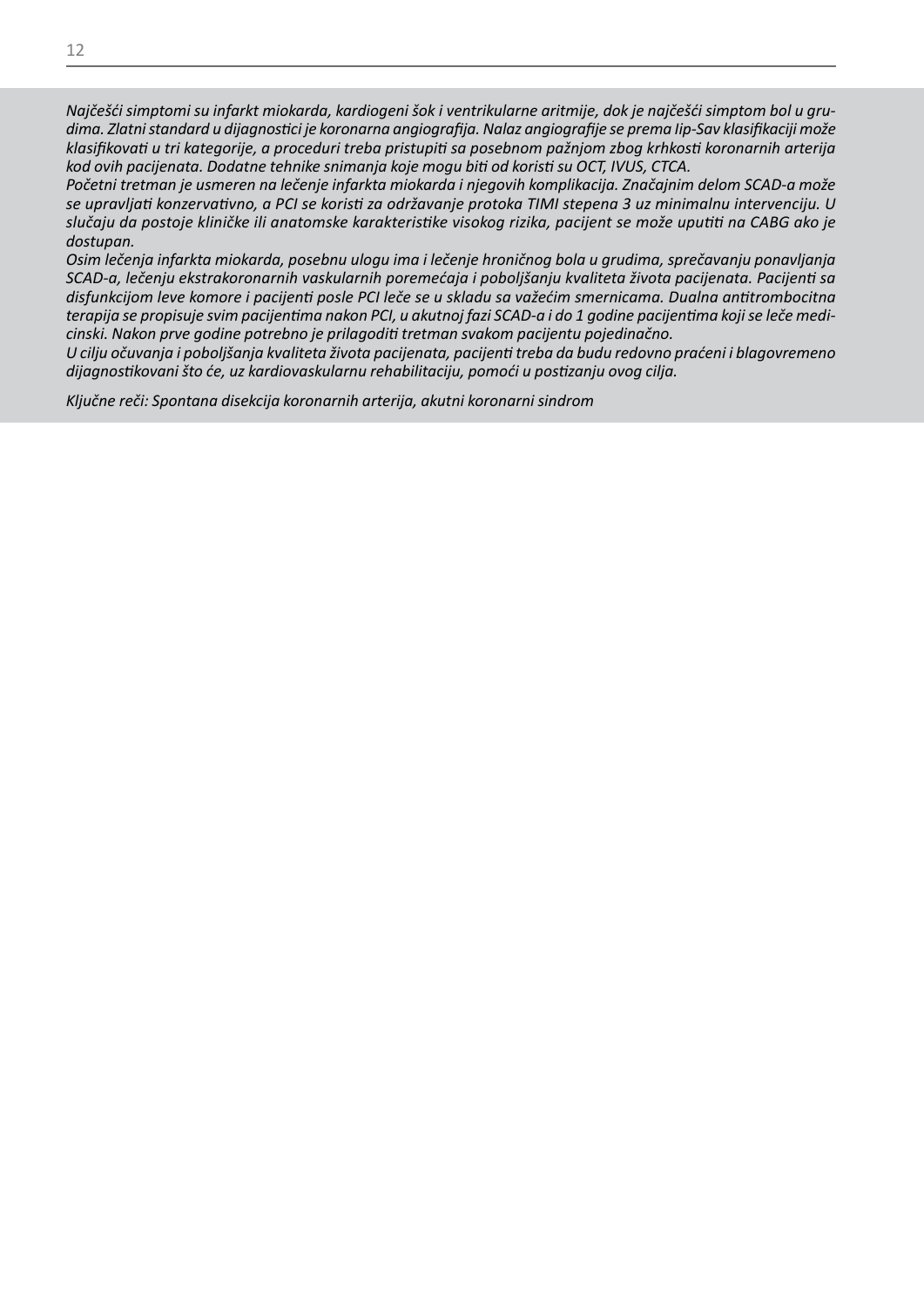*Najčešći simptomi su infarkt miokarda, kardiogeni šok i ventrikularne aritmije, dok je najčešći simptom bol u grudima. Zlatni standard u dijagnostici je koronarna angiografija. Nalaz angiografije se prema lip-Sav klasifikaciji može klasifikovati u tri kategorije, a proceduri treba pristupiti sa posebnom pažnjom zbog krhkosti koronarnih arterija kod ovih pacijenata. Dodatne tehnike snimanja koje mogu biti od koristi su OCT, IVUS, CTCA.*

*Početni tretman je usmeren na lečenje infarkta miokarda i njegovih komplikacija. Značajnim delom SCAD-a može se upravljati konzervativno, a PCI se koristi za održavanje protoka TIMI stepena 3 uz minimalnu intervenciju. U slučaju da postoje kliničke ili anatomske karakteristike visokog rizika, pacijent se može uputiti na CABG ako je dostupan.*

*Osim lečenja infarkta miokarda, posebnu ulogu ima i lečenje hroničnog bola u grudima, sprečavanju ponavljanja SCAD-a, lečenju ekstrakoronarnih vaskularnih poremećaja i poboljšanju kvaliteta života pacijenata. Pacijenti sa disfunkcijom leve komore i pacijenti posle PCI leče se u skladu sa važećim smernicama. Dualna antitrombocitna terapija se propisuje svim pacijentima nakon PCI, u akutnoj fazi SCAD-a i do 1 godine pacijentima koji se leče medicinski. Nakon prve godine potrebno je prilagoditi tretman svakom pacijentu pojedinačno.*

*U cilju očuvanja i poboljšanja kvaliteta života pacijenata, pacijenti treba da budu redovno praćeni i blagovremeno dijagnostikovani što će, uz kardiovaskularnu rehabilitaciju, pomoći u postizanju ovog cilja.*

*Ključne reči: Spontana disekcija koronarnih arterija, akutni koronarni sindrom*